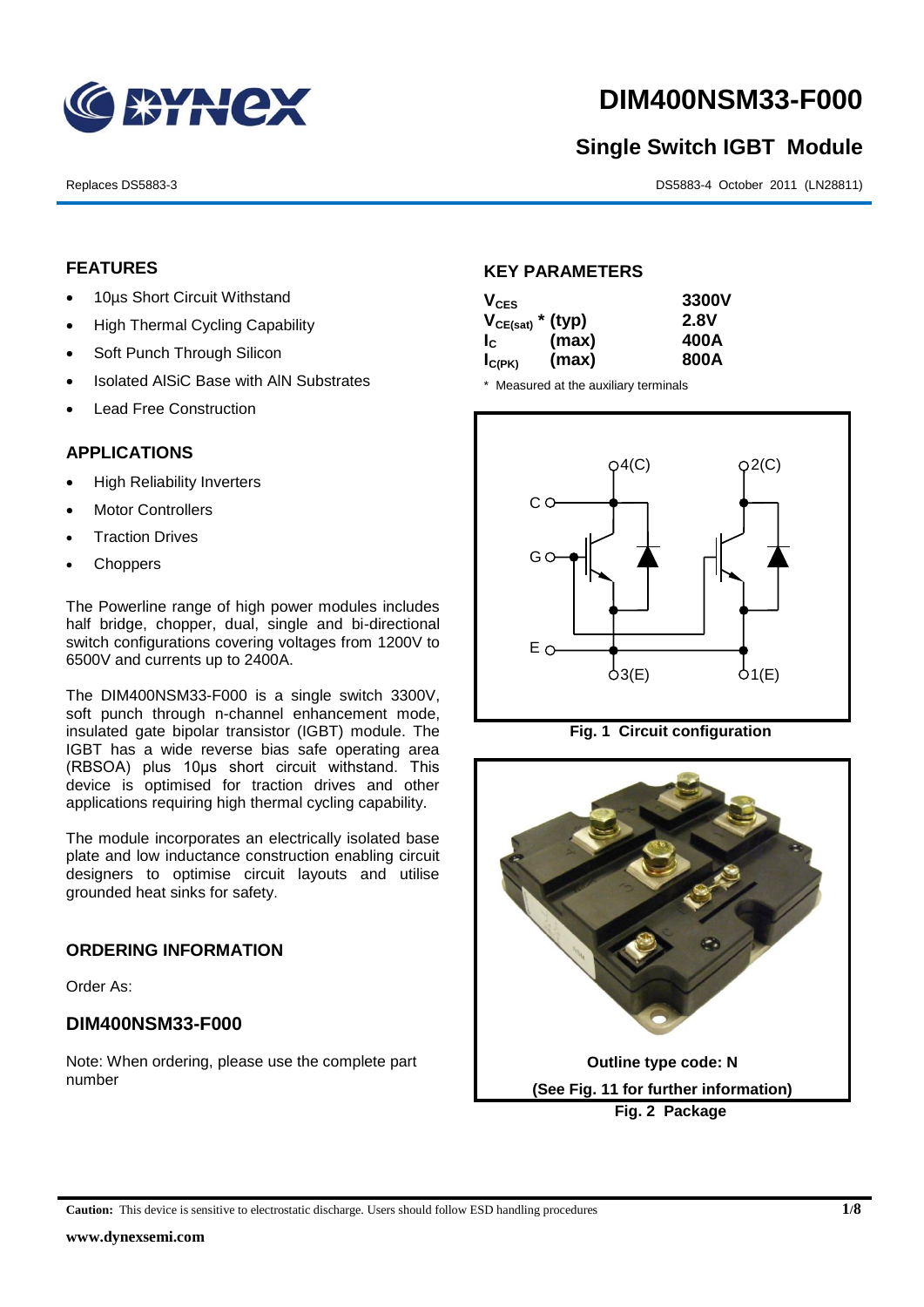# DIM400NSM33-F000

## Single Switch IGBT Module

Replaces DS5883-3

DS5883-4 October 2011 (LN28811)

## FEATURES

- 10µs Short Circuit Withstand
- High Thermal Cycling Capability
- Soft Punch Through Silicon
- Isolated AlSiC Base with AlN Substrates
- Lead Free Construction

## APPLICATIONS

- High Reliability Inverters
- Motor Controllers
- Traction Drives
- Choppers

The Powerline range of high power modules includes half bridge, chopper, dual, single and bi-directional switch configurations covering voltages from 1200V to 6500V and currents up to 2400A.

The DIM400NSM33-F000 is a single switch 3300V, soft punch through n-channel enhancement mode, insulated gate bipolar transistor (IGBT) module. The IGBT has a wide reverse bias safe operating area (RBSOA) plus 10µs short circuit withstand. This device is optimised for traction drives and other applications requiring high thermal cycling capability.

The module incorporates an electrically isolated base plate and low inductance construction enabling circuit designers to optimise circuit layouts and utilise grounded heat sinks for safety.

## ORDERING INFORMATION

Order As:

### DIM400NSM33-F000

Note: When ordering, please use the complete part number

## KEY PARAMETERS

| Parameter | | Value |
|---|---|---|
| $V_{CES}$ | | 3300V |
| $V_{CE(sat)}$ * | (typ) | 2.8V |
| $I_C$ | (max) | 400A |
| $I_{C(PK)}$ | (max) | 800A |

\* Measured at the auxiliary terminals

**Fig. 1 Circuit configuration**

Outline type code: N

(See Fig. 11 for further information)

**Fig. 2 Package**

**Caution:** This device is sensitive to electrostatic discharge. Users should follow ESD handling procedures

www.dynexsemi.com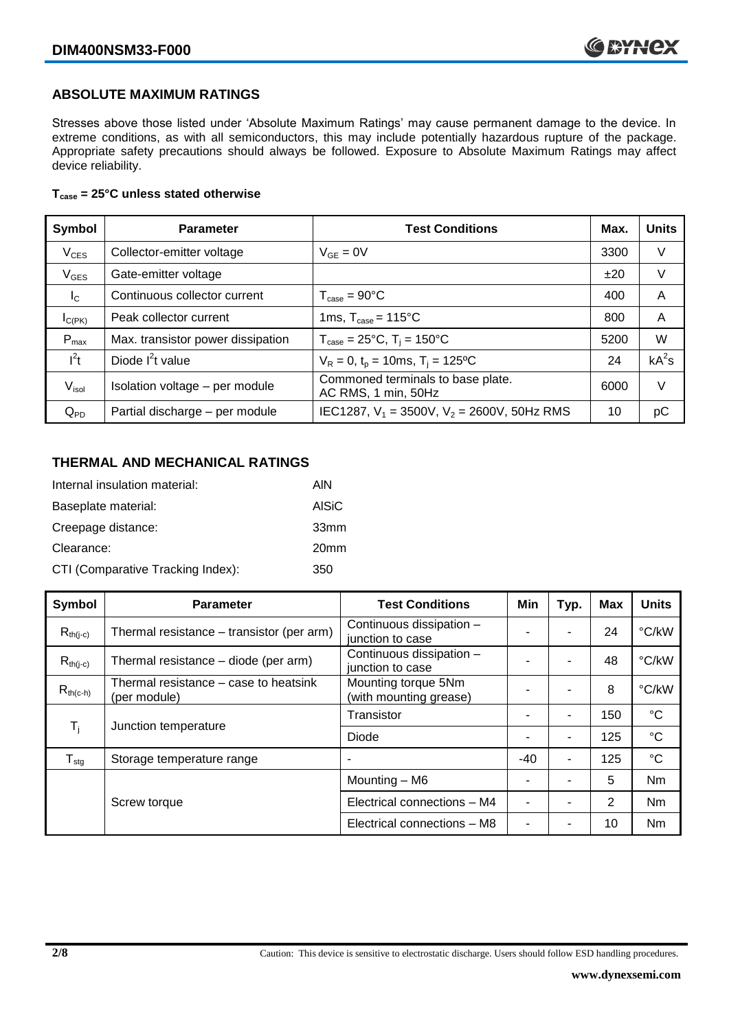## ABSOLUTE MAXIMUM RATINGS

Stresses above those listed under 'Absolute Maximum Ratings' may cause permanent damage to the device. In extreme conditions, as with all semiconductors, this may include potentially hazardous rupture of the package. Appropriate safety precautions should always be followed. Exposure to Absolute Maximum Ratings may affect device reliability.

**$T_{case}$ = 25°C unless stated otherwise**

| Symbol | Parameter | Test Conditions | Max. | Units |
|---|---|---|---|---|
| $V_{CES}$ | Collector-emitter voltage | $V_{GE}$ = 0V | 3300 | V |
| $V_{GES}$ | Gate-emitter voltage | | ±20 | V |
| $I_C$ | Continuous collector current | $T_{case}$ = 90°C | 400 | A |
| $I_{C(PK)}$ | Peak collector current | 1ms, $T_{case}$ = 115°C | 800 | A |
| $P_{max}$ | Max. transistor power dissipation | $T_{case}$ = 25°C, $T_j$ = 150°C | 5200 | W |
| $I^2t$ | Diode $I^2t$ value | $V_R$ = 0, $t_p$ = 10ms, $T_j$ = 125ºC | 24 | $kA^2s$ |
| $V_{isol}$ | Isolation voltage – per module | Commoned terminals to base plate. AC RMS, 1 min, 50Hz | 6000 | V |
| $Q_{PD}$ | Partial discharge – per module | IEC1287, $V_1$ = 3500V, $V_2$ = 2600V, 50Hz RMS | 10 | pC |

## THERMAL AND MECHANICAL RATINGS

Internal insulation material: AlN

Baseplate material: AlSiC

Creepage distance: 33mm

Clearance: 20mm

CTI (Comparative Tracking Index): 350

| Symbol | Parameter | Test Conditions | Min | Typ. | Max | Units |
|---|---|---|---|---|---|---|
| $R_{th(j-c)}$ | Thermal resistance – transistor (per arm) | Continuous dissipation – junction to case | - | - | 24 | °C/kW |
| $R_{th(j-c)}$ | Thermal resistance – diode (per arm) | Continuous dissipation – junction to case | - | - | 48 | °C/kW |
| $R_{th(c-h)}$ | Thermal resistance – case to heatsink (per module) | Mounting torque 5Nm (with mounting grease) | - | - | 8 | °C/kW |
| $T_j$ | Junction temperature | Transistor | - | - | 150 | °C |
| | | Diode | - | - | 125 | °C |
| $T_{stg}$ | Storage temperature range | - | -40 | - | 125 | °C |
| | Screw torque | Mounting – M6 | - | - | 5 | Nm |
| | | Electrical connections – M4 | - | - | 2 | Nm |
| | | Electrical connections – M8 | - | - | 10 | Nm |

Caution: This device is sensitive to electrostatic discharge. Users should follow ESD handling procedures.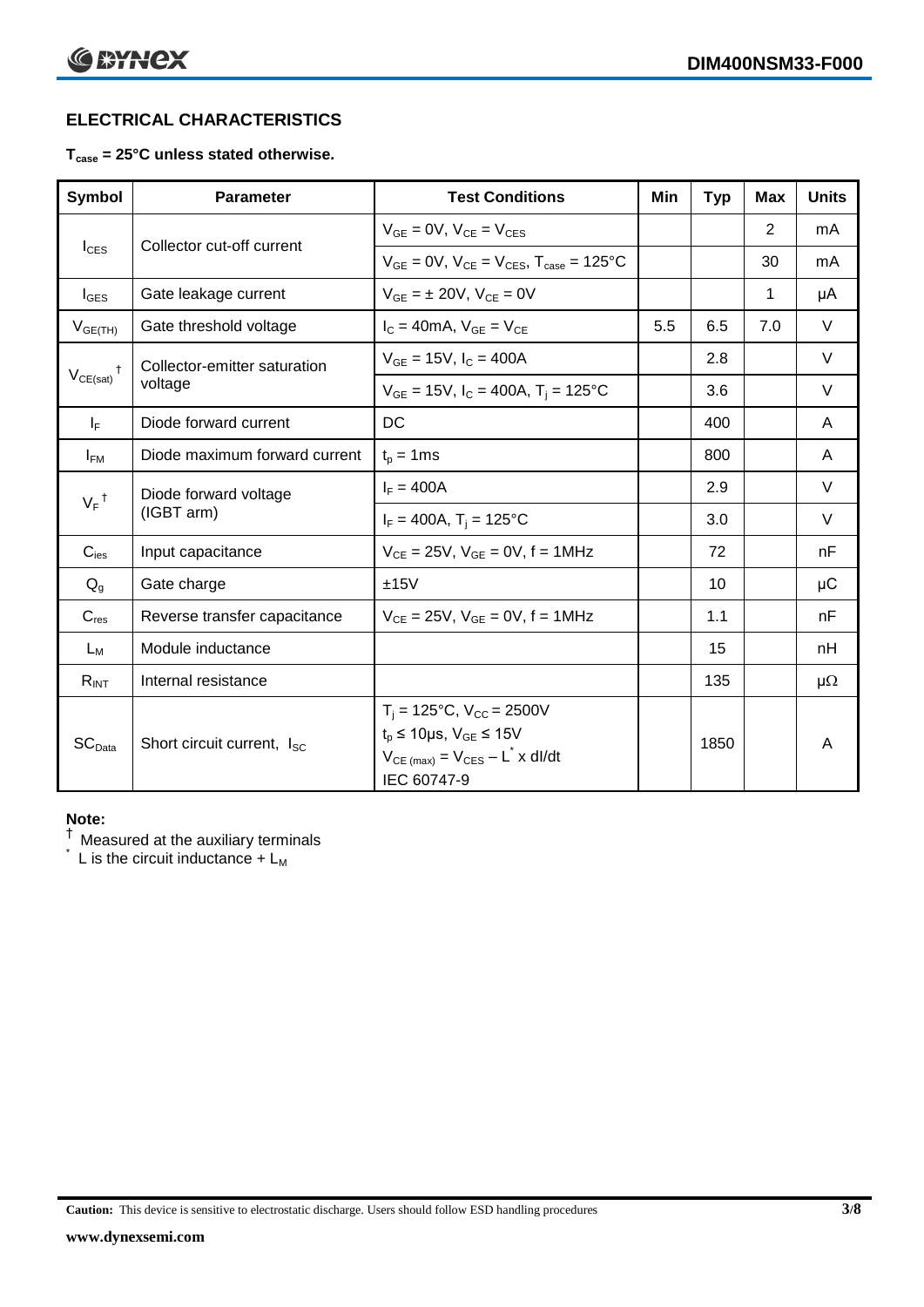## ELECTRICAL CHARACTERISTICS

**$T_{case}$ = 25°C unless stated otherwise.**

| Symbol | Parameter | Test Conditions | Min | Typ | Max | Units |
|---|---|---|---|---|---|---|
| $I_{CES}$ | Collector cut-off current | $V_{GE}$ = 0V, $V_{CE}$ = $V_{CES}$ | | | 2 | mA |
| | | $V_{GE}$ = 0V, $V_{CE}$ = $V_{CES}$, $T_{case}$ = 125°C | | | 30 | mA |
| $I_{GES}$ | Gate leakage current | $V_{GE}$ = ± 20V, $V_{CE}$ = 0V | | | 1 | μA |
| $V_{GE(TH)}$ | Gate threshold voltage | $I_C$ = 40mA, $V_{GE}$ = $V_{CE}$ | 5.5 | 6.5 | 7.0 | V |
| $V_{CE(sat)}$ † | Collector-emitter saturation voltage | $V_{GE}$ = 15V, $I_C$ = 400A | | 2.8 | | V |
| | | $V_{GE}$ = 15V, $I_C$ = 400A, $T_j$ = 125°C | | 3.6 | | V |
| $I_F$ | Diode forward current | DC | | 400 | | A |
| $I_{FM}$ | Diode maximum forward current | $t_p$ = 1ms | | 800 | | A |
| $V_F$ † | Diode forward voltage (IGBT arm) | $I_F$ = 400A | | 2.9 | | V |
| | | $I_F$ = 400A, $T_j$ = 125°C | | 3.0 | | V |
| $C_{ies}$ | Input capacitance | $V_{CE}$ = 25V, $V_{GE}$ = 0V, f = 1MHz | | 72 | | nF |
| $Q_g$ | Gate charge | ±15V | | 10 | | μC |
| $C_{res}$ | Reverse transfer capacitance | $V_{CE}$ = 25V, $V_{GE}$ = 0V, f = 1MHz | | 1.1 | | nF |
| $L_M$ | Module inductance | | | 15 | | nH |
| $R_{INT}$ | Internal resistance | | | 135 | | μΩ |
| $SC_{Data}$ | Short circuit current, $I_{SC}$ | $T_j$ = 125°C, $V_{CC}$ = 2500V<br>$t_p$ ≤ 10μs, $V_{GE}$ ≤ 15V<br>$V_{CE\,(max)} = V_{CES} - L^{*} \times dI/dt$<br>IEC 60747-9 | | 1850 | | A |

**Note:**

† Measured at the auxiliary terminals

\* L is the circuit inductance + $L_M$

**Caution:** This device is sensitive to electrostatic discharge. Users should follow ESD handling procedures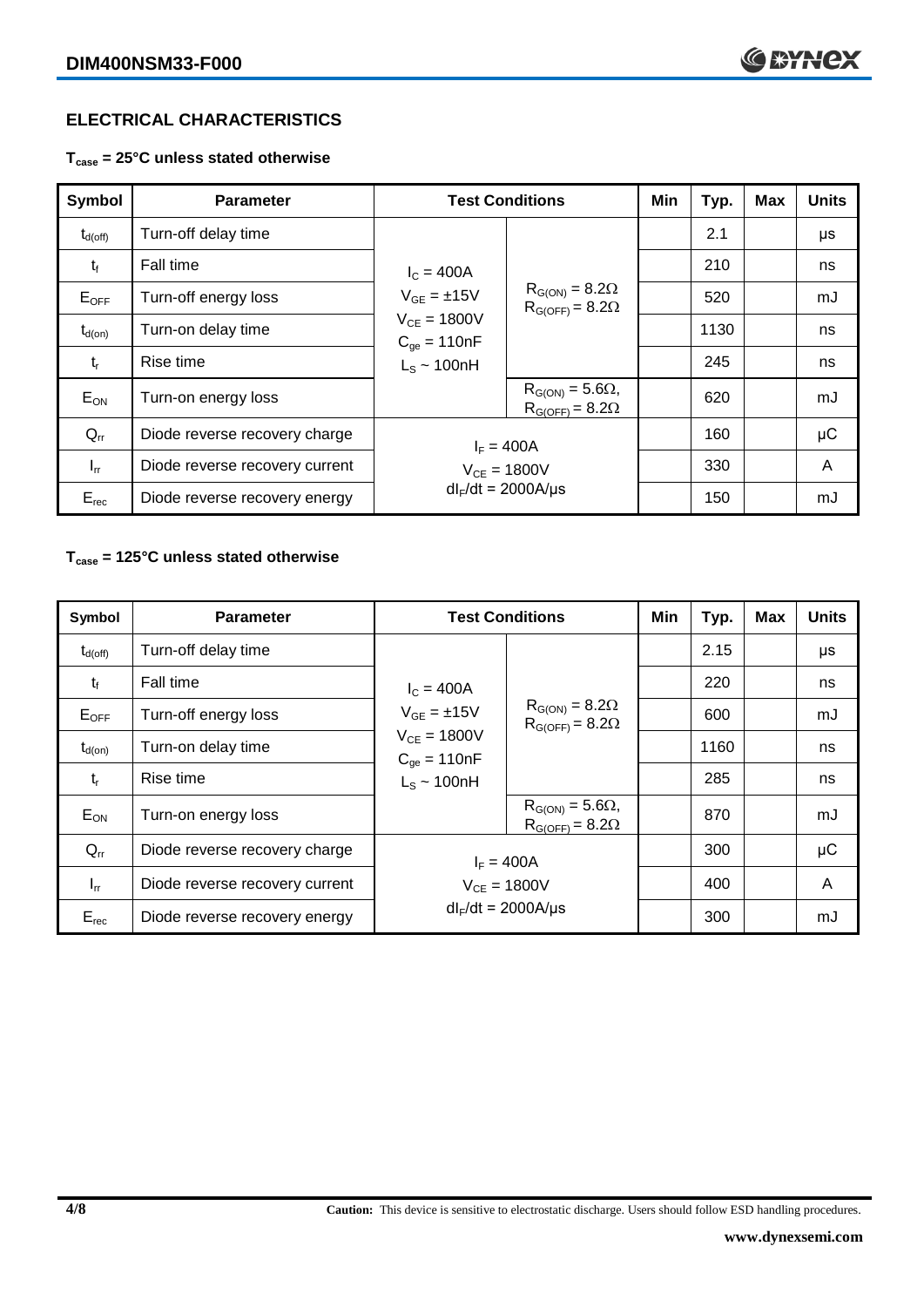## ELECTRICAL CHARACTERISTICS

**$T_{case}$ = 25°C unless stated otherwise**

| Symbol | Parameter | Test Conditions | | Min | Typ. | Max | Units |
|---|---|---|---|---|---|---|---|
| $t_{d(off)}$ | Turn-off delay time | $I_C$ = 400A<br>$V_{GE}$ = ±15V<br>$V_{CE}$ = 1800V<br>$C_{ge}$ = 110nF<br>$L_S$ ~ 100nH | $R_{G(ON)} = 8.2\Omega$<br>$R_{G(OFF)} = 8.2\Omega$ | | 2.1 | | μs |
| $t_f$ | Fall time | | | | 210 | | ns |
| $E_{OFF}$ | Turn-off energy loss | | | | 520 | | mJ |
| $t_{d(on)}$ | Turn-on delay time | | | | 1130 | | ns |
| $t_r$ | Rise time | | | | 245 | | ns |
| $E_{ON}$ | Turn-on energy loss | | $R_{G(ON)} = 5.6\Omega$,<br>$R_{G(OFF)} = 8.2\Omega$ | | 620 | | mJ |
| $Q_{rr}$ | Diode reverse recovery charge | $I_F$ = 400A<br>$V_{CE}$ = 1800V<br>$dI_F/dt$ = 2000A/μs | | | 160 | | μC |
| $I_{rr}$ | Diode reverse recovery current | | | | 330 | | A |
| $E_{rec}$ | Diode reverse recovery energy | | | | 150 | | mJ |

**$T_{case}$ = 125°C unless stated otherwise**

| Symbol | Parameter | Test Conditions | | Min | Typ. | Max | Units |
|---|---|---|---|---|---|---|---|
| $t_{d(off)}$ | Turn-off delay time | $I_C$ = 400A<br>$V_{GE}$ = ±15V<br>$V_{CE}$ = 1800V<br>$C_{ge}$ = 110nF<br>$L_S$ ~ 100nH | $R_{G(ON)} = 8.2\Omega$<br>$R_{G(OFF)} = 8.2\Omega$ | | 2.15 | | μs |
| $t_f$ | Fall time | | | | 220 | | ns |
| $E_{OFF}$ | Turn-off energy loss | | | | 600 | | mJ |
| $t_{d(on)}$ | Turn-on delay time | | | | 1160 | | ns |
| $t_r$ | Rise time | | | | 285 | | ns |
| $E_{ON}$ | Turn-on energy loss | | $R_{G(ON)} = 5.6\Omega$,<br>$R_{G(OFF)} = 8.2\Omega$ | | 870 | | mJ |
| $Q_{rr}$ | Diode reverse recovery charge | $I_F$ = 400A<br>$V_{CE}$ = 1800V<br>$dI_F/dt$ = 2000A/μs | | | 300 | | μC |
| $I_{rr}$ | Diode reverse recovery current | | | | 400 | | A |
| $E_{rec}$ | Diode reverse recovery energy | | | | 300 | | mJ |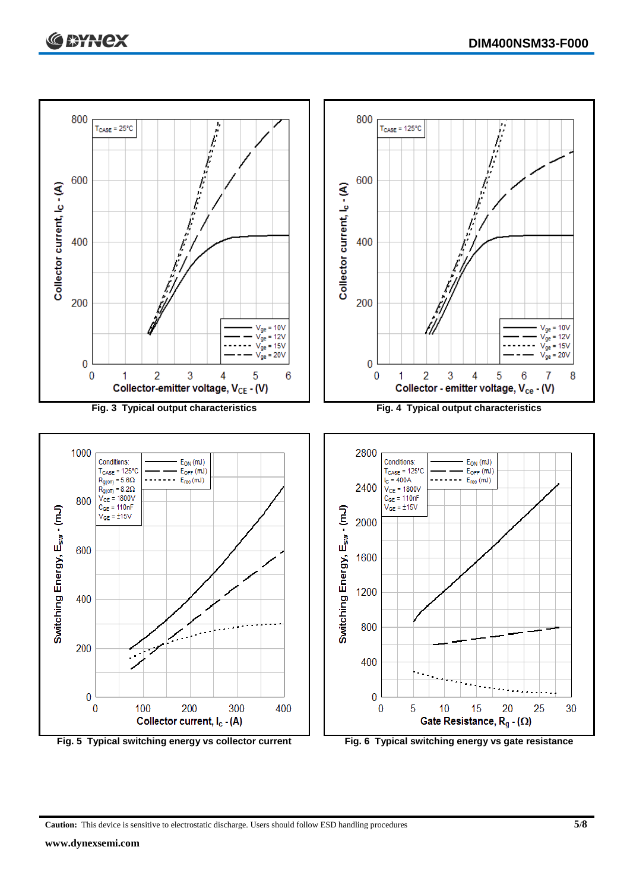Fig. 3 Typical output characteristics

Fig. 4 Typical output characteristics

Fig. 5 Typical switching energy vs collector current

Fig. 6 Typical switching energy vs gate resistance

**Caution:** This device is sensitive to electrostatic discharge. Users should follow ESD handling procedures

**www.dynexsemi.com**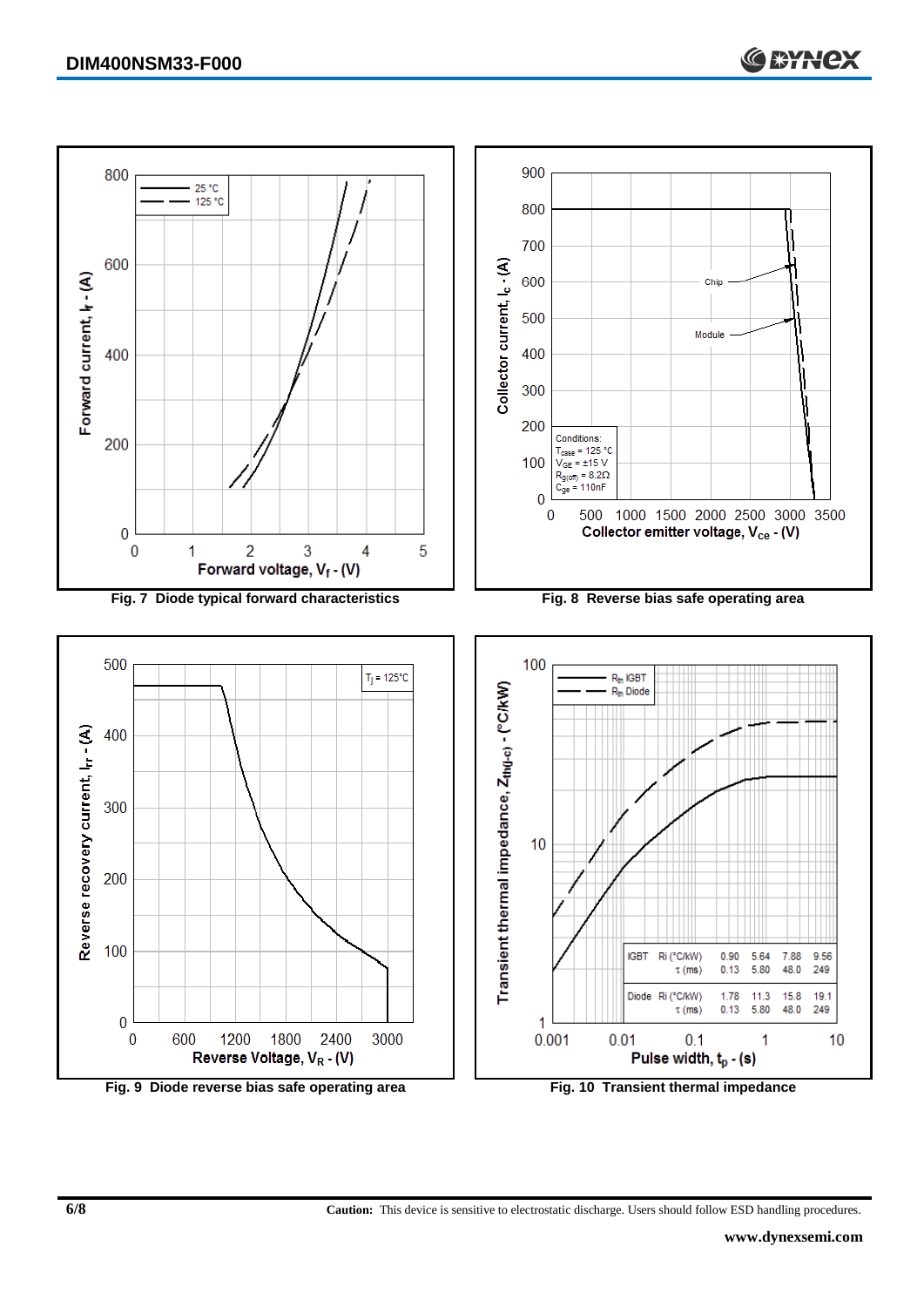Fig. 7 Diode typical forward characteristics

Fig. 8 Reverse bias safe operating area

Fig. 9 Diode reverse bias safe operating area

Fig. 10 Transient thermal impedance

| | | | | | |
|---|---|---|---|---|---|
| IGBT | Ri (°C/kW) | 0.90 | 5.64 | 7.88 | 9.56 |
| | τ (ms) | 0.13 | 5.80 | 48.0 | 249 |
| Diode | Ri (°C/kW) | 1.78 | 11.3 | 15.8 | 19.1 |
| | τ (ms) | 0.13 | 5.80 | 48.0 | 249 |

**Caution:** This device is sensitive to electrostatic discharge. Users should follow ESD handling procedures.

**www.dynexsemi.com**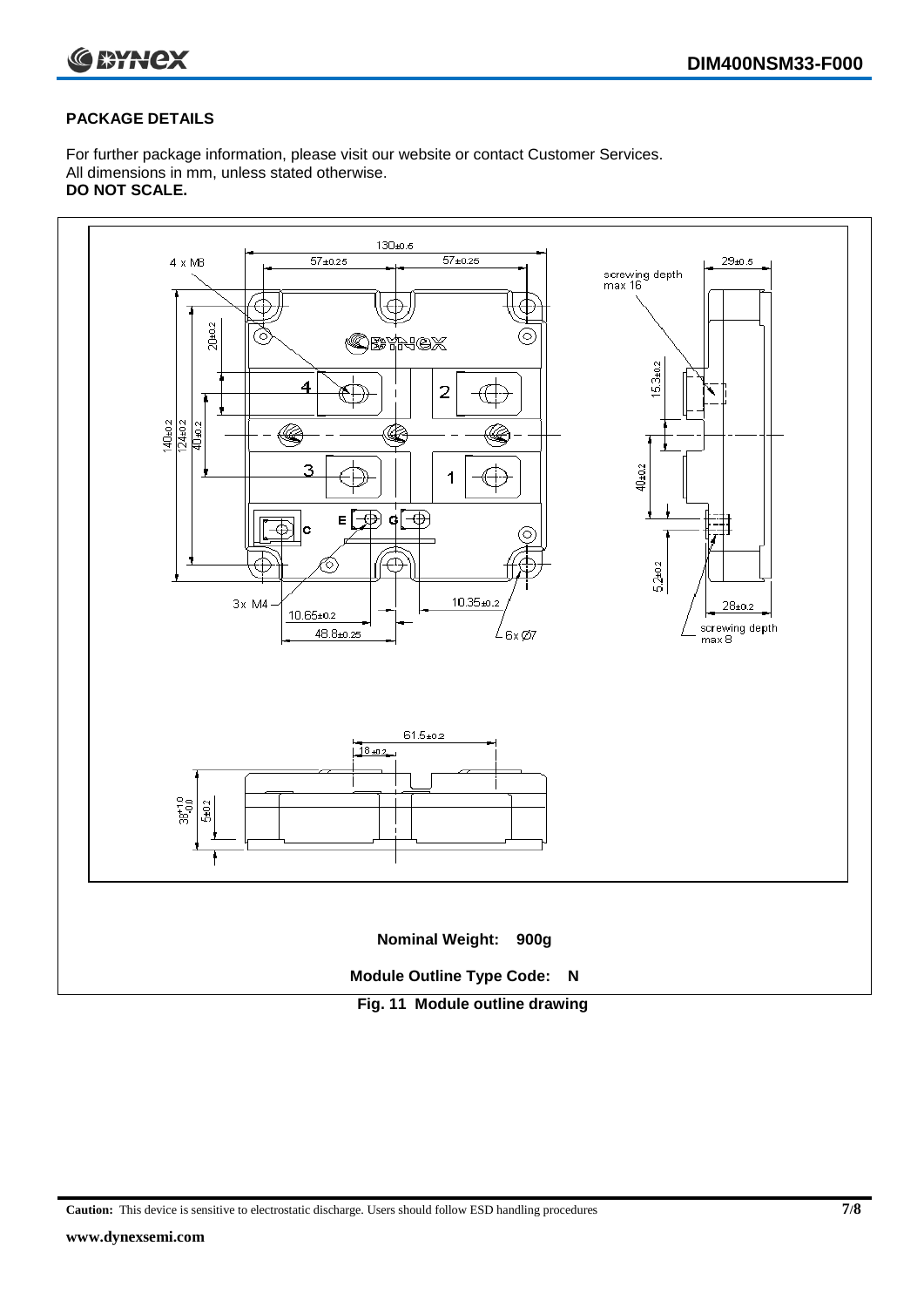## PACKAGE DETAILS

For further package information, please visit our website or contact Customer Services.
All dimensions in mm, unless stated otherwise.
**DO NOT SCALE.**

**Nominal Weight: 900g**

**Module Outline Type Code: N**

**Fig. 11 Module outline drawing**

**Caution:** This device is sensitive to electrostatic discharge. Users should follow ESD handling procedures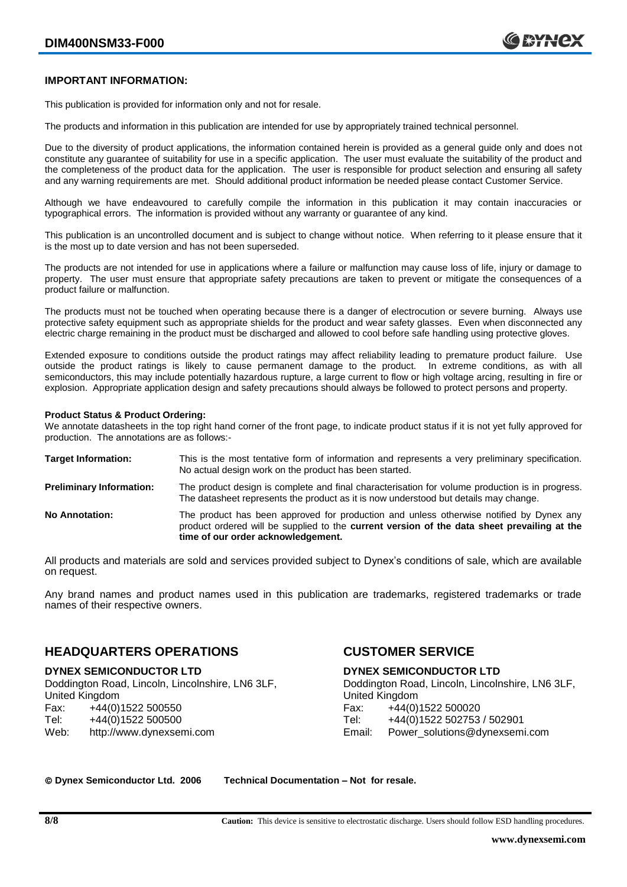**IMPORTANT INFORMATION:**

This publication is provided for information only and not for resale.

The products and information in this publication are intended for use by appropriately trained technical personnel.

Due to the diversity of product applications, the information contained herein is provided as a general guide only and does not constitute any guarantee of suitability for use in a specific application. The user must evaluate the suitability of the product and the completeness of the product data for the application. The user is responsible for product selection and ensuring all safety and any warning requirements are met. Should additional product information be needed please contact Customer Service.

Although we have endeavoured to carefully compile the information in this publication it may contain inaccuracies or typographical errors. The information is provided without any warranty or guarantee of any kind.

This publication is an uncontrolled document and is subject to change without notice. When referring to it please ensure that it is the most up to date version and has not been superseded.

The products are not intended for use in applications where a failure or malfunction may cause loss of life, injury or damage to property. The user must ensure that appropriate safety precautions are taken to prevent or mitigate the consequences of a product failure or malfunction.

The products must not be touched when operating because there is a danger of electrocution or severe burning. Always use protective safety equipment such as appropriate shields for the product and wear safety glasses. Even when disconnected any electric charge remaining in the product must be discharged and allowed to cool before safe handling using protective gloves.

Extended exposure to conditions outside the product ratings may affect reliability leading to premature product failure. Use outside the product ratings is likely to cause permanent damage to the product. In extreme conditions, as with all semiconductors, this may include potentially hazardous rupture, a large current to flow or high voltage arcing, resulting in fire or explosion. Appropriate application design and safety precautions should always be followed to protect persons and property.

**Product Status & Product Ordering:**
We annotate datasheets in the top right hand corner of the front page, to indicate product status if it is not yet fully approved for production. The annotations are as follows:-

| | |
|---|---|
| **Target Information:** | This is the most tentative form of information and represents a very preliminary specification. No actual design work on the product has been started. |
| **Preliminary Information:** | The product design is complete and final characterisation for volume production is in progress. The datasheet represents the product as it is now understood but details may change. |
| **No Annotation:** | The product has been approved for production and unless otherwise notified by Dynex any product ordered will be supplied to the **current version of the data sheet prevailing at the time of our order acknowledgement.** |

All products and materials are sold and services provided subject to Dynex's conditions of sale, which are available on request.

Any brand names and product names used in this publication are trademarks, registered trademarks or trade names of their respective owners.

## HEADQUARTERS OPERATIONS

**DYNEX SEMICONDUCTOR LTD**
Doddington Road, Lincoln, Lincolnshire, LN6 3LF,
United Kingdom
Fax: +44(0)1522 500550
Tel: +44(0)1522 500500
Web: http://www.dynexsemi.com

## CUSTOMER SERVICE

**DYNEX SEMICONDUCTOR LTD**
Doddington Road, Lincoln, Lincolnshire, LN6 3LF,
United Kingdom
Fax: +44(0)1522 500020
Tel: +44(0)1522 502753 / 502901
Email: Power_solutions@dynexsemi.com

**© Dynex Semiconductor Ltd. 2006 Technical Documentation – Not for resale.**

**Caution:** This device is sensitive to electrostatic discharge. Users should follow ESD handling procedures.